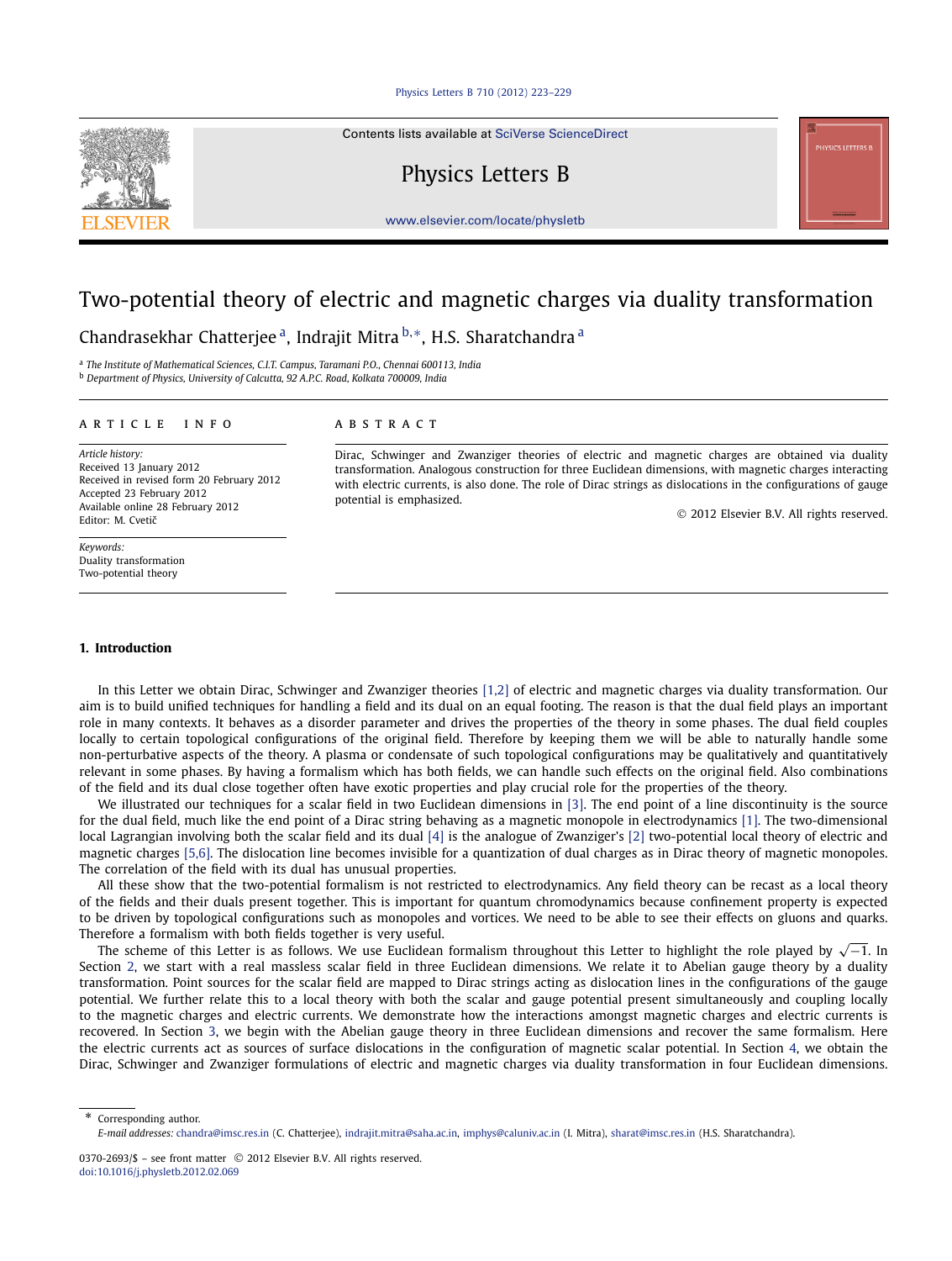# Two-potential theory of electric and magnetic charges via duality transformation

Chandrasekhar Chatterjee [a], Indrajit Mitra [b,*], H.S. Sharatchandra [a]

[a] The Institute of Mathematical Sciences, C.I.T. Campus, Taramani P.O., Chennai 600113, India
[b] Department of Physics, University of Calcutta, 92 A.P.C. Road, Kolkata 700009, India

**ARTICLE INFO**

*Article history:*
Received 13 January 2012
Received in revised form 20 February 2012
Accepted 23 February 2012
Available online 28 February 2012
Editor: M. Cvetič

*Keywords:*
Duality transformation
Two-potential theory

**ABSTRACT**

Dirac, Schwinger and Zwanziger theories of electric and magnetic charges are obtained via duality transformation. Analogous construction for three Euclidean dimensions, with magnetic charges interacting with electric currents, is also done. The role of Dirac strings as dislocations in the configurations of gauge potential is emphasized.

© 2012 Elsevier B.V. All rights reserved.

## 1. Introduction

In this Letter we obtain Dirac, Schwinger and Zwanziger theories [1,2] of electric and magnetic charges via duality transformation. Our aim is to build unified techniques for handling a field and its dual on an equal footing. The reason is that the dual field plays an important role in many contexts. It behaves as a disorder parameter and drives the properties of the theory in some phases. The dual field couples locally to certain topological configurations of the original field. Therefore by keeping them we will be able to naturally handle some non-perturbative aspects of the theory. A plasma or condensate of such topological configurations may be qualitatively and quantitatively relevant in some phases. By having a formalism which has both fields, we can handle such effects on the original field. Also combinations of the field and its dual close together often have exotic properties and play crucial role for the properties of the theory.

We illustrated our techniques for a scalar field in two Euclidean dimensions in [3]. The end point of a line discontinuity is the source for the dual field, much like the end point of a Dirac string behaving as a magnetic monopole in electrodynamics [1]. The two-dimensional local Lagrangian involving both the scalar field and its dual [4] is the analogue of Zwanziger's [2] two-potential local theory of electric and magnetic charges [5,6]. The dislocation line becomes invisible for a quantization of dual charges as in Dirac theory of magnetic monopoles. The correlation of the field with its dual has unusual properties.

All these show that the two-potential formalism is not restricted to electrodynamics. Any field theory can be recast as a local theory of the fields and their duals present together. This is important for quantum chromodynamics because confinement property is expected to be driven by topological configurations such as monopoles and vortices. We need to be able to see their effects on gluons and quarks. Therefore a formalism with both fields together is very useful.

The scheme of this Letter is as follows. We use Euclidean formalism throughout this Letter to highlight the role played by $\sqrt{-1}$. In Section 2, we start with a real massless scalar field in three Euclidean dimensions. We relate it to Abelian gauge theory by a duality transformation. Point sources for the scalar field are mapped to Dirac strings acting as dislocation lines in the configurations of the gauge potential. We further relate this to a local theory with both the scalar and gauge potential present simultaneously and coupling locally to the magnetic charges and electric currents. We demonstrate how the interactions amongst magnetic charges and electric currents is recovered. In Section 3, we begin with the Abelian gauge theory in three Euclidean dimensions and recover the same formalism. Here the electric currents act as sources of surface dislocations in the configuration of magnetic scalar potential. In Section 4, we obtain the Dirac, Schwinger and Zwanziger formulations of electric and magnetic charges via duality transformation in four Euclidean dimensions.

\* Corresponding author.
*E-mail addresses:* chandra@imsc.res.in (C. Chatterjee), indrajit.mitra@saha.ac.in, imphys@caluniv.ac.in (I. Mitra), sharat@imsc.res.in (H.S. Sharatchandra).

0370-2693/$ – see front matter © 2012 Elsevier B.V. All rights reserved.
doi:10.1016/j.physletb.2012.02.069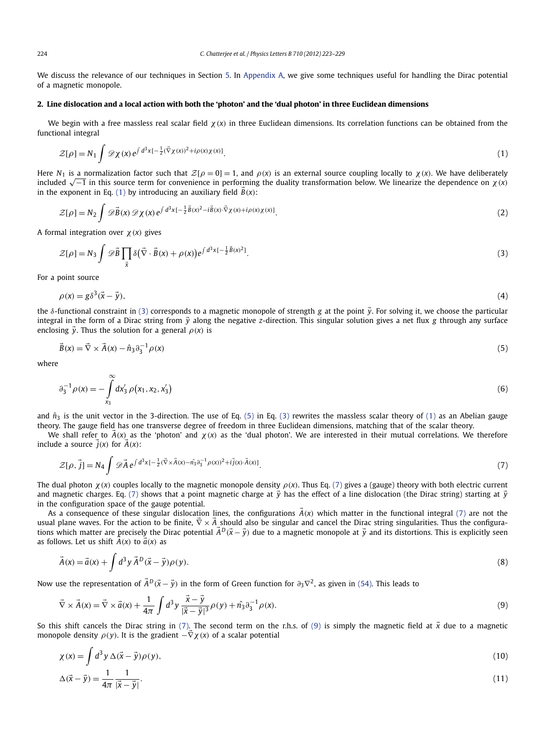We discuss the relevance of our techniques in Section 5. In Appendix A, we give some techniques useful for handling the Dirac potential of a magnetic monopole.

## 2. Line dislocation and a local action with both the 'photon' and the 'dual photon' in three Euclidean dimensions

We begin with a free massless real scalar field $\chi(x)$ in three Euclidean dimensions. Its correlation functions can be obtained from the functional integral

$$\mathcal{Z}[\rho] = N_1 \int \mathscr{D}\chi(x)\, e^{\int d^3x [-\frac{1}{2}(\vec{\nabla}\chi(x))^2 + i\rho(x)\chi(x)]}. \tag{1}$$

Here $N_1$ is a normalization factor such that $\mathcal{Z}[\rho = 0] = 1$, and $\rho(x)$ is an external source coupling locally to $\chi(x)$. We have deliberately included $\sqrt{-1}$ in this source term for convenience in performing the duality transformation below. We linearize the dependence on $\chi(x)$ in the exponent in Eq. (1) by introducing an auxiliary field $\vec{B}(x)$:

$$\mathcal{Z}[\rho] = N_2 \int \mathscr{D}\vec{B}(x)\, \mathscr{D}\chi(x)\, e^{\int d^3x [-\frac{1}{2}\vec{B}(x)^2 - i\vec{B}(x)\cdot\vec{\nabla}\chi(x) + i\rho(x)\chi(x)]}. \tag{2}$$

A formal integration over $\chi(x)$ gives

$$\mathcal{Z}[\rho] = N_3 \int \mathscr{D}\vec{B} \prod_{\vec{x}} \delta\big(\vec{\nabla}\cdot\vec{B}(x) + \rho(x)\big) e^{\int d^3x [-\frac{1}{2}\vec{B}(x)^2]}. \tag{3}$$

For a point source

$$\rho(x) = g\delta^3(\vec{x} - \vec{y}), \tag{4}$$

the $\delta$-functional constraint in (3) corresponds to a magnetic monopole of strength $g$ at the point $\vec{y}$. For solving it, we choose the particular integral in the form of a Dirac string from $\vec{y}$ along the negative $z$-direction. This singular solution gives a net flux $g$ through any surface enclosing $\vec{y}$. Thus the solution for a general $\rho(x)$ is

$$\vec{B}(x) = \vec{\nabla}\times\vec{A}(x) - \hat{n}_3\partial_3^{-1}\rho(x) \tag{5}$$

where

$$\partial_3^{-1}\rho(x) = -\int_{x_3}^{\infty} dx_3'\, \rho\big(x_1, x_2, x_3'\big) \tag{6}$$

and $\hat{n}_3$ is the unit vector in the 3-direction. The use of Eq. (5) in Eq. (3) rewrites the massless scalar theory of (1) as an Abelian gauge theory. The gauge field has one transverse degree of freedom in three Euclidean dimensions, matching that of the scalar theory.

We shall refer to $\vec{A}(x)$ as the 'photon' and $\chi(x)$ as the 'dual photon'. We are interested in their mutual correlations. We therefore include a source $\vec{j}(x)$ for $\vec{A}(x)$:

$$\mathcal{Z}[\rho, \vec{j}] = N_4 \int \mathscr{D}\vec{A}\, e^{\int d^3x [-\frac{1}{2}(\vec{\nabla}\times\vec{A}(x) - \hat{n}_3\partial_3^{-1}\rho(x))^2 + i\vec{j}(x)\cdot\vec{A}(x)]}. \tag{7}$$

The dual photon $\chi(x)$ couples locally to the magnetic monopole density $\rho(x)$. Thus Eq. (7) gives a (gauge) theory with both electric current and magnetic charges. Eq. (7) shows that a point magnetic charge at $\vec{y}$ has the effect of a line dislocation (the Dirac string) starting at $\vec{y}$ in the configuration space of the gauge potential.

As a consequence of these singular dislocation lines, the configurations $\vec{A}(x)$ which matter in the functional integral (7) are not the usual plane waves. For the action to be finite, $\vec{\nabla}\times\vec{A}$ should also be singular and cancel the Dirac string singularities. Thus the configurations which matter are precisely the Dirac potential $\vec{A}^D(\vec{x} - \vec{y})$ due to a magnetic monopole at $\vec{y}$ and its distortions. This is explicitly seen as follows. Let us shift $\vec{A}(x)$ to $\vec{a}(x)$ as

$$\vec{A}(x) = \vec{a}(x) + \int d^3y\, \vec{A}^D(\vec{x} - \vec{y})\rho(y). \tag{8}$$

Now use the representation of $\vec{A}^D(\vec{x} - \vec{y})$ in the form of Green function for $\partial_3\nabla^2$, as given in (54). This leads to

$$\vec{\nabla}\times\vec{A}(x) = \vec{\nabla}\times\vec{a}(x) + \frac{1}{4\pi}\int d^3y\, \frac{\vec{x} - \vec{y}}{|\vec{x} - \vec{y}|^3}\rho(y) + \hat{n}_3\partial_3^{-1}\rho(x). \tag{9}$$

So this shift cancels the Dirac string in (7). The second term on the r.h.s. of (9) is simply the magnetic field at $\vec{x}$ due to a magnetic monopole density $\rho(y)$. It is the gradient $-\vec{\nabla}\chi(x)$ of a scalar potential

$$\chi(x) = \int d^3y\, \Delta(\vec{x} - \vec{y})\rho(y), \tag{10}$$

$$\Delta(\vec{x} - \vec{y}) = \frac{1}{4\pi}\frac{1}{|\vec{x} - \vec{y}|}. \tag{11}$$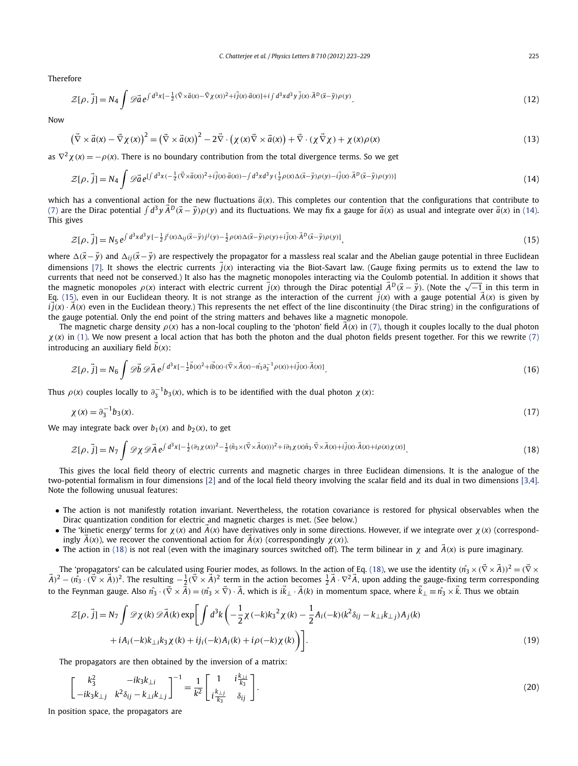Therefore

$$\mathcal{Z}[\rho,\vec{j}] = N_4 \int \mathscr{D}\vec{a}\, e^{\int d^3x[-\frac{1}{2}(\vec{\nabla}\times\vec{a}(x)-\vec{\nabla}\chi(x))^2 + i\vec{j}(x)\cdot\vec{a}(x)] + i\int d^3x d^3y\, \vec{j}(x)\cdot\vec{A}^D(\vec{x}-\vec{y})\rho(y)}. \tag{12}$$

Now

$$\left(\vec{\nabla}\times\vec{a}(x)-\vec{\nabla}\chi(x)\right)^2 = \left(\vec{\nabla}\times\vec{a}(x)\right)^2 - 2\vec{\nabla}\cdot\left(\chi(x)\vec{\nabla}\times\vec{a}(x)\right) + \vec{\nabla}\cdot(\chi\vec{\nabla}\chi) + \chi(x)\rho(x) \tag{13}$$

as $\nabla^2\chi(x) = -\rho(x)$. There is no boundary contribution from the total divergence terms. So we get

$$\mathcal{Z}[\rho,\vec{j}] = N_4 \int \mathscr{D}\vec{a}\, e^{[\int d^3x(-\frac{1}{2}(\vec{\nabla}\times\vec{a}(x))^2 + i\vec{j}(x)\cdot\vec{a}(x)) - \int d^3x d^3y(\frac{1}{2}\rho(x)\Delta(\vec{x}-\vec{y})\rho(y) - i\vec{j}(x)\cdot\vec{A}^D(\vec{x}-\vec{y})\rho(y))]} \tag{14}$$

which has a conventional action for the new fluctuations $\vec{a}(x)$. This completes our contention that the configurations that contribute to (7) are the Dirac potential $\int d^3y\,\vec{A}^D(\vec{x}-\vec{y})\rho(y)$ and its fluctuations. We may fix a gauge for $\vec{a}(x)$ as usual and integrate over $\vec{a}(x)$ in (14). This gives

$$\mathcal{Z}[\rho,\vec{j}] = N_5\, e^{\int d^3x d^3y[-\frac{1}{2}j^i(x)\Delta_{ij}(\vec{x}-\vec{y})j^j(y) - \frac{1}{2}\rho(x)\Delta(\vec{x}-\vec{y})\rho(y) + i\vec{j}(x)\cdot\vec{A}^D(\vec{x}-\vec{y})\rho(y)]}, \tag{15}$$

where $\Delta(\vec{x}-\vec{y})$ and $\Delta_{ij}(\vec{x}-\vec{y})$ are respectively the propagator for a massless real scalar and the Abelian gauge potential in three Euclidean dimensions [7]. It shows the electric currents $\vec{j}(x)$ interacting via the Biot-Savart law. (Gauge fixing permits us to extend the law to currents that need not be conserved.) It also has the magnetic monopoles interacting via the Coulomb potential. In addition it shows that the magnetic monopoles $\rho(x)$ interact with electric current $\vec{j}(x)$ through the Dirac potential $\vec{A}^D(\vec{x}-\vec{y})$. (Note the $\sqrt{-1}$ in this term in Eq. (15), even in our Euclidean theory. It is not strange as the interaction of the current $\vec{j}(x)$ with a gauge potential $\vec{A}(x)$ is given by $i\vec{j}(x)\cdot\vec{A}(x)$ even in the Euclidean theory.) This represents the net effect of the line discontinuity (the Dirac string) in the configurations of the gauge potential. Only the end point of the string matters and behaves like a magnetic monopole.

The magnetic charge density $\rho(x)$ has a non-local coupling to the 'photon' field $\vec{A}(x)$ in (7), though it couples locally to the dual photon $\chi(x)$ in (1). We now present a local action that has both the photon and the dual photon fields present together. For this we rewrite (7) introducing an auxiliary field $\vec{b}(x)$:

$$\mathcal{Z}[\rho,\vec{j}] = N_6 \int \mathscr{D}\vec{b}\,\mathscr{D}\vec{A}\, e^{\int d^3x[-\frac{1}{2}\vec{b}(x)^2 + i\vec{b}(x)\cdot(\vec{\nabla}\times\vec{A}(x) - \hat{n_3}\partial_3^{-1}\rho(x)) + i\vec{j}(x)\cdot\vec{A}(x)]}. \tag{16}$$

Thus $\rho(x)$ couples locally to $\partial_3^{-1}b_3(x)$, which is to be identified with the dual photon $\chi(x)$:

$$\chi(x) = \partial_3^{-1}b_3(x). \tag{17}$$

We may integrate back over $b_1(x)$ and $b_2(x)$, to get

$$\mathcal{Z}[\rho,\vec{j}] = N_7 \int \mathscr{D}\chi\,\mathscr{D}\vec{A}\, e^{\int d^3x[-\frac{1}{2}(\partial_3\chi(x))^2 - \frac{1}{2}(\hat{n_3}\times(\vec{\nabla}\times\vec{A}(x)))^2 + i\partial_3\chi(x)\hat{n_3}\cdot\vec{\nabla}\times\vec{A}(x) + i\vec{j}(x)\cdot\vec{A}(x) + i\rho(x)\chi(x)]}. \tag{18}$$

This gives the local field theory of electric currents and magnetic charges in three Euclidean dimensions. It is the analogue of the two-potential formalism in four dimensions [2] and of the local field theory involving the scalar field and its dual in two dimensions [3,4]. Note the following unusual features:

- The action is not manifestly rotation invariant. Nevertheless, the rotation covariance is restored for physical observables when the Dirac quantization condition for electric and magnetic charges is met. (See below.)
- The 'kinetic energy' terms for $\chi(x)$ and $\vec{A}(x)$ have derivatives only in some directions. However, if we integrate over $\chi(x)$ (correspondingly $\vec{A}(x)$), we recover the conventional action for $\vec{A}(x)$ (correspondingly $\chi(x)$).
- The action in (18) is not real (even with the imaginary sources switched off). The term bilinear in $\chi$ and $\vec{A}(x)$ is pure imaginary.

The 'propagators' can be calculated using Fourier modes, as follows. In the action of Eq. (18), we use the identity $(\hat{n_3}\times(\vec{\nabla}\times\vec{A}))^2 = (\vec{\nabla}\times\vec{A})^2 - (\hat{n_3}\cdot(\vec{\nabla}\times\vec{A}))^2$. The resulting $-\frac{1}{2}(\vec{\nabla}\times\vec{A})^2$ term in the action becomes $\frac{1}{2}\vec{A}\cdot\nabla^2\vec{A}$, upon adding the gauge-fixing term corresponding to the Feynman gauge. Also $\hat{n_3}\cdot(\vec{\nabla}\times\vec{A}) = (\hat{n_3}\times\vec{\nabla})\cdot\vec{A}$, which is $i\vec{k}_\perp\cdot\vec{A}(k)$ in momentum space, where $\vec{k}_\perp \equiv \hat{n_3}\times\vec{k}$. Thus we obtain

$$\begin{aligned}\mathcal{Z}[\rho,\vec{j}] = N_7 \int \mathscr{D}\chi(k)\,\mathscr{D}\vec{A}(k)\exp\bigg[\int d^3k\bigg(&-\frac{1}{2}\chi(-k){k_3}^2\chi(k) - \frac{1}{2}A_i(-k)(k^2\delta_{ij} - k_{\perp i}k_{\perp j})A_j(k) \\ &+ iA_i(-k)k_{\perp i}k_3\chi(k) + ij_i(-k)A_i(k) + i\rho(-k)\chi(k)\bigg)\bigg].\end{aligned} \tag{19}$$

The propagators are then obtained by the inversion of a matrix:

$$\begin{bmatrix} k_3^2 & -ik_3k_{\perp i} \\ -ik_3k_{\perp j} & k^2\delta_{ij} - k_{\perp i}k_{\perp j}\end{bmatrix}^{-1} = \frac{1}{k^2}\begin{bmatrix} 1 & i\frac{k_{\perp i}}{k_3} \\ i\frac{k_{\perp j}}{k_3} & \delta_{ij}\end{bmatrix}. \tag{20}$$

In position space, the propagators are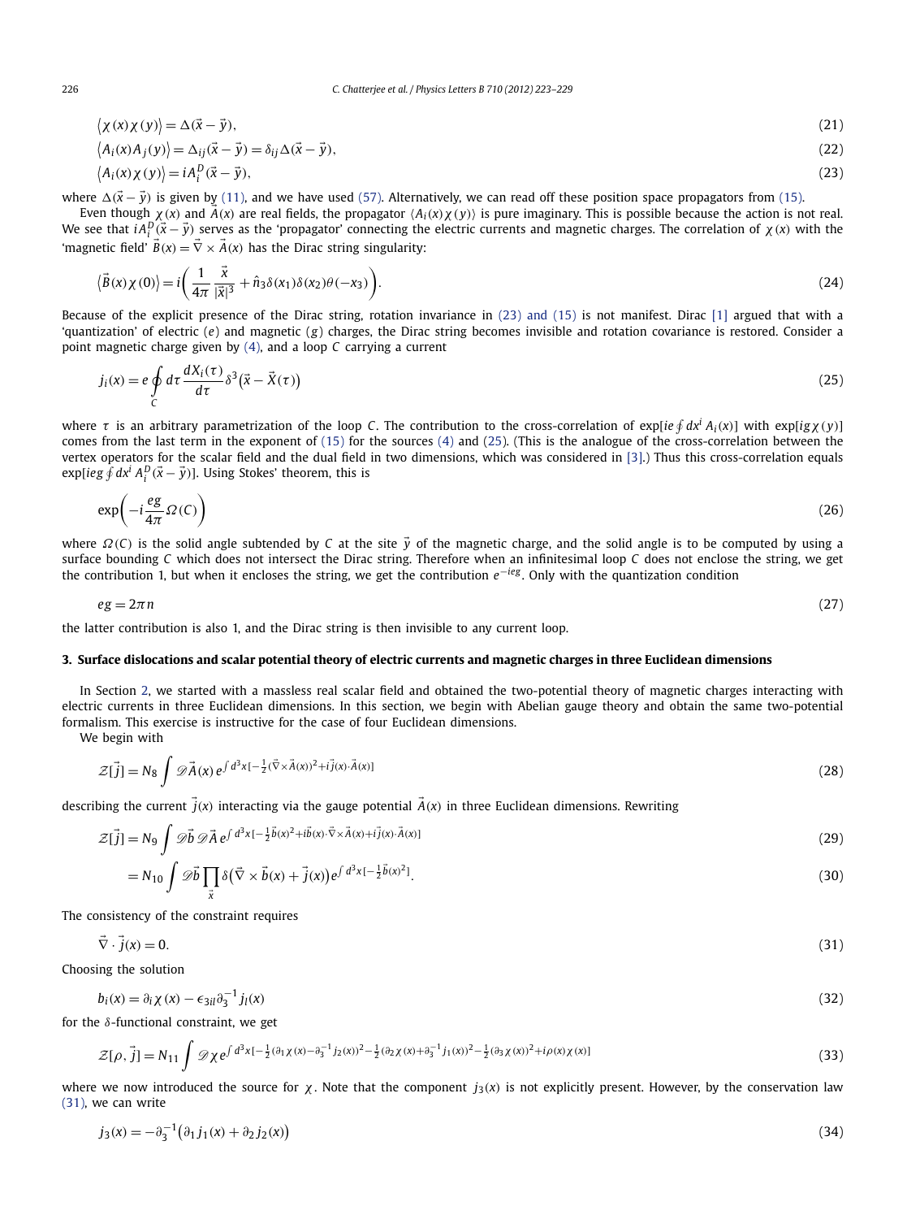$$\langle \chi(x)\chi(y)\rangle = \Delta(\vec{x}-\vec{y}), \tag{21}$$

$$\langle A_i(x)A_j(y)\rangle = \Delta_{ij}(\vec{x}-\vec{y}) = \delta_{ij}\Delta(\vec{x}-\vec{y}), \tag{22}$$

$$\langle A_i(x)\chi(y)\rangle = iA_i^D(\vec{x}-\vec{y}), \tag{23}$$

where $\Delta(\vec{x}-\vec{y})$ is given by (11), and we have used (57). Alternatively, we can read off these position space propagators from (15).

Even though $\chi(x)$ and $\vec{A}(x)$ are real fields, the propagator $\langle A_i(x)\chi(y)\rangle$ is pure imaginary. This is possible because the action is not real. We see that $iA_i^D(\vec{x}-\vec{y})$ serves as the 'propagator' connecting the electric currents and magnetic charges. The correlation of $\chi(x)$ with the 'magnetic field' $\vec{B}(x) = \vec{\nabla}\times\vec{A}(x)$ has the Dirac string singularity:

$$\langle \vec{B}(x)\chi(0)\rangle = i\left(\frac{1}{4\pi}\frac{\vec{x}}{|\vec{x}|^3} + \hat{n}_3\delta(x_1)\delta(x_2)\theta(-x_3)\right). \tag{24}$$

Because of the explicit presence of the Dirac string, rotation invariance in (23) and (15) is not manifest. Dirac [1] argued that with a 'quantization' of electric ($e$) and magnetic ($g$) charges, the Dirac string becomes invisible and rotation covariance is restored. Consider a point magnetic charge given by (4), and a loop $C$ carrying a current

$$j_i(x) = e\oint_C d\tau\,\frac{dX_i(\tau)}{d\tau}\delta^3\big(\vec{x}-\vec{X}(\tau)\big) \tag{25}$$

where $\tau$ is an arbitrary parametrization of the loop $C$. The contribution to the cross-correlation of $\exp[ie\oint dx^i A_i(x)]$ with $\exp[ig\chi(y)]$ comes from the last term in the exponent of (15) for the sources (4) and (25). (This is the analogue of the cross-correlation between the vertex operators for the scalar field and the dual field in two dimensions, which was considered in [3].) Thus this cross-correlation equals $\exp[ieg\oint dx^i A_i^D(\vec{x}-\vec{y})]$. Using Stokes' theorem, this is

$$\exp\left(-i\frac{eg}{4\pi}\Omega(C)\right) \tag{26}$$

where $\Omega(C)$ is the solid angle subtended by $C$ at the site $\vec{y}$ of the magnetic charge, and the solid angle is to be computed by using a surface bounding $C$ which does not intersect the Dirac string. Therefore when an infinitesimal loop $C$ does not enclose the string, we get the contribution 1, but when it encloses the string, we get the contribution $e^{-ieg}$. Only with the quantization condition

$$eg = 2\pi n \tag{27}$$

the latter contribution is also 1, and the Dirac string is then invisible to any current loop.

## 3. Surface dislocations and scalar potential theory of electric currents and magnetic charges in three Euclidean dimensions

In Section 2, we started with a massless real scalar field and obtained the two-potential theory of magnetic charges interacting with electric currents in three Euclidean dimensions. In this section, we begin with Abelian gauge theory and obtain the same two-potential formalism. This exercise is instructive for the case of four Euclidean dimensions.

We begin with

$$\mathcal{Z}[\vec{j}] = N_8\int \mathscr{D}\vec{A}(x)\,e^{\int d^3x[-\frac{1}{2}(\vec{\nabla}\times\vec{A}(x))^2 + i\vec{j}(x)\cdot\vec{A}(x)]} \tag{28}$$

describing the current $\vec{j}(x)$ interacting via the gauge potential $\vec{A}(x)$ in three Euclidean dimensions. Rewriting

$$\mathcal{Z}[\vec{j}] = N_9\int \mathscr{D}\vec{b}\,\mathscr{D}\vec{A}\,e^{\int d^3x[-\frac{1}{2}\vec{b}(x)^2 + i\vec{b}(x)\cdot\vec{\nabla}\times\vec{A}(x) + i\vec{j}(x)\cdot\vec{A}(x)]} \tag{29}$$

$$= N_{10}\int \mathscr{D}\vec{b}\prod_{\vec{x}}\delta\big(\vec{\nabla}\times\vec{b}(x) + \vec{j}(x)\big)e^{\int d^3x[-\frac{1}{2}\vec{b}(x)^2]}. \tag{30}$$

The consistency of the constraint requires

$$\vec{\nabla}\cdot\vec{j}(x) = 0. \tag{31}$$

Choosing the solution

$$b_i(x) = \partial_i\chi(x) - \epsilon_{3il}\partial_3^{-1}j_l(x) \tag{32}$$

for the $\delta$-functional constraint, we get

$$\mathcal{Z}[\rho,\vec{j}] = N_{11}\int \mathscr{D}\chi\,e^{\int d^3x[-\frac{1}{2}(\partial_1\chi(x) - \partial_3^{-1}j_2(x))^2 - \frac{1}{2}(\partial_2\chi(x) + \partial_3^{-1}j_1(x))^2 - \frac{1}{2}(\partial_3\chi(x))^2 + i\rho(x)\chi(x)]} \tag{33}$$

where we now introduced the source for $\chi$. Note that the component $j_3(x)$ is not explicitly present. However, by the conservation law (31), we can write

$$j_3(x) = -\partial_3^{-1}\big(\partial_1 j_1(x) + \partial_2 j_2(x)\big) \tag{34}$$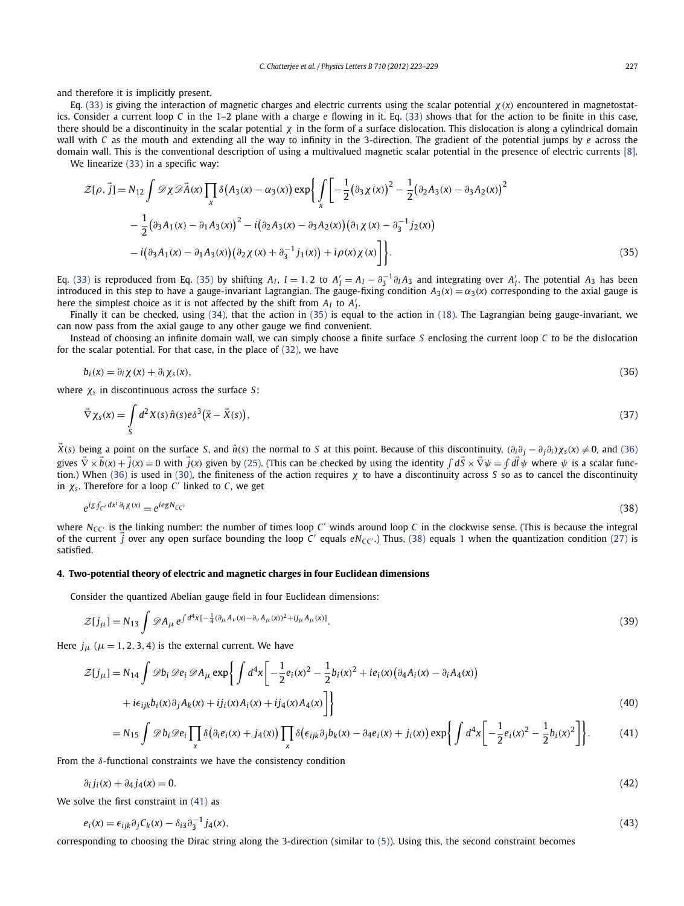and therefore it is implicitly present.

Eq. (33) is giving the interaction of magnetic charges and electric currents using the scalar potential $\chi(x)$ encountered in magnetostatics. Consider a current loop $C$ in the 1–2 plane with a charge $e$ flowing in it. Eq. (33) shows that for the action to be finite in this case, there should be a discontinuity in the scalar potential $\chi$ in the form of a surface dislocation. This dislocation is along a cylindrical domain wall with $C$ as the mouth and extending all the way to infinity in the 3-direction. The gradient of the potential jumps by $e$ across the domain wall. This is the conventional description of using a multivalued magnetic scalar potential in the presence of electric currents [8].

We linearize (33) in a specific way:

$$\begin{aligned}\mathcal{Z}[\rho,\vec{j}] = N_{12}\int \mathscr{D}\chi\,\mathscr{D}\vec{A}(x)\prod_x \delta\big(A_3(x)-\alpha_3(x)\big)\exp\bigg\{\int_x\bigg[&-\frac{1}{2}\big(\partial_3\chi(x)\big)^2-\frac{1}{2}\big(\partial_2A_3(x)-\partial_3A_2(x)\big)^2\\&-\frac{1}{2}\big(\partial_3A_1(x)-\partial_1A_3(x)\big)^2-i\big(\partial_2A_3(x)-\partial_3A_2(x)\big)\big(\partial_1\chi(x)-\partial_3^{-1}j_2(x)\big)\\&-i\big(\partial_3A_1(x)-\partial_1A_3(x)\big)\big(\partial_2\chi(x)+\partial_3^{-1}j_1(x)\big)+i\rho(x)\chi(x)\bigg]\bigg\}.\end{aligned}\tag{35}$$

Eq. (33) is reproduced from Eq. (35) by shifting $A_I$, $I=1,2$ to $A_I'=A_I-\partial_3^{-1}\partial_IA_3$ and integrating over $A_I'$. The potential $A_3$ has been introduced in this step to have a gauge-invariant Lagrangian. The gauge-fixing condition $A_3(x)=\alpha_3(x)$ corresponding to the axial gauge is here the simplest choice as it is not affected by the shift from $A_I$ to $A_I'$.

Finally it can be checked, using (34), that the action in (35) is equal to the action in (18). The Lagrangian being gauge-invariant, we can now pass from the axial gauge to any other gauge we find convenient.

Instead of choosing an infinite domain wall, we can simply choose a finite surface $S$ enclosing the current loop $C$ to be the dislocation for the scalar potential. For that case, in the place of (32), we have

$$b_i(x)=\partial_i\chi(x)+\partial_i\chi_s(x),\tag{36}$$

where $\chi_s$ in discontinuous across the surface $S$:

$$\vec{\nabla}\chi_s(x)=\int_S d^2X(s)\,\hat{n}(s)e\delta^3\big(\vec{x}-\vec{X}(s)\big),\tag{37}$$

$\vec{X}(s)$ being a point on the surface $S$, and $\hat{n}(s)$ the normal to $S$ at this point. Because of this discontinuity, $(\partial_i\partial_j-\partial_j\partial_i)\chi_s(x)\neq 0$, and (36) gives $\vec{\nabla}\times\vec{b}(x)+\vec{j}(x)=0$ with $\vec{j}(x)$ given by (25). (This can be checked by using the identity $\int d\vec{S}\times\vec{\nabla}\psi=\oint d\vec{l}\,\psi$ where $\psi$ is a scalar function.) When (36) is used in (30), the finiteness of the action requires $\chi$ to have a discontinuity across $S$ so as to cancel the discontinuity in $\chi_s$. Therefore for a loop $C'$ linked to $C$, we get

$$e^{ig\oint_{C'}dx^i\,\partial_i\chi(x)}=e^{iegN_{CC'}}\tag{38}$$

where $N_{CC'}$ is the linking number: the number of times loop $C'$ winds around loop $C$ in the clockwise sense. (This is because the integral of the current $\vec{j}$ over any open surface bounding the loop $C'$ equals $eN_{CC'}$.) Thus, (38) equals 1 when the quantization condition (27) is satisfied.

## 4. Two-potential theory of electric and magnetic charges in four Euclidean dimensions

Consider the quantized Abelian gauge field in four Euclidean dimensions:

$$\mathcal{Z}[j_\mu]=N_{13}\int\mathscr{D}A_\mu\,e^{\int d^4x[-\frac{1}{4}(\partial_\mu A_\nu(x)-\partial_\nu A_\mu(x))^2+ij_\mu A_\mu(x)]}.\tag{39}$$

Here $j_\mu$ $(\mu=1,2,3,4)$ is the external current. We have

$$\begin{aligned}\mathcal{Z}[j_\mu]&=N_{14}\int\mathscr{D}b_i\,\mathscr{D}e_i\,\mathscr{D}A_\mu\exp\bigg\{\int d^4x\bigg[-\frac{1}{2}e_i(x)^2-\frac{1}{2}b_i(x)^2+ie_i(x)\big(\partial_4A_i(x)-\partial_iA_4(x)\big)\\&\qquad+i\epsilon_{ijk}b_i(x)\partial_jA_k(x)+ij_i(x)A_i(x)+ij_4(x)A_4(x)\bigg]\bigg\}\end{aligned}\tag{40}$$

$$=N_{15}\int\mathscr{D}b_i\mathscr{D}e_i\prod_x\delta\big(\partial_ie_i(x)+j_4(x)\big)\prod_x\delta\big(\epsilon_{ijk}\partial_jb_k(x)-\partial_4e_i(x)+j_i(x)\big)\exp\bigg\{\int d^4x\bigg[-\frac{1}{2}e_i(x)^2-\frac{1}{2}b_i(x)^2\bigg]\bigg\}.\tag{41}$$

From the $\delta$-functional constraints we have the consistency condition

$$\partial_ij_i(x)+\partial_4j_4(x)=0.\tag{42}$$

We solve the first constraint in (41) as

$$e_i(x)=\epsilon_{ijk}\partial_jC_k(x)-\delta_{i3}\partial_3^{-1}j_4(x),\tag{43}$$

corresponding to choosing the Dirac string along the 3-direction (similar to (5)). Using this, the second constraint becomes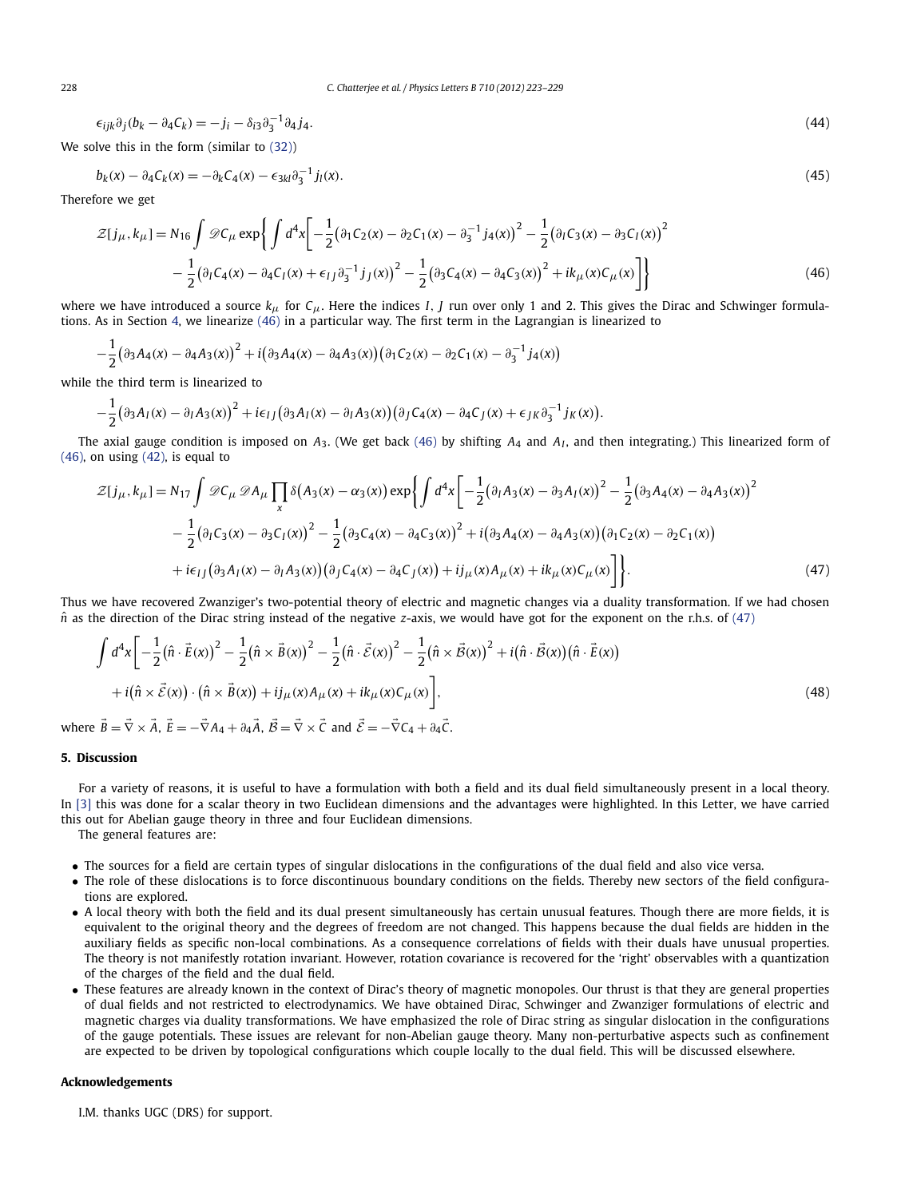$$\epsilon_{ijk}\partial_j(b_k - \partial_4 C_k) = -j_i - \delta_{i3}\partial_3^{-1}\partial_4 j_4. \tag{44}$$

We solve this in the form (similar to (32))

$$b_k(x) - \partial_4 C_k(x) = -\partial_k C_4(x) - \epsilon_{3kl}\partial_3^{-1} j_l(x). \tag{45}$$

Therefore we get

$$\begin{aligned}
\mathcal{Z}[j_\mu, k_\mu] = N_{16}\int \mathscr{D}C_\mu \exp\Bigg\{\int d^4x\bigg[&-\frac{1}{2}\big(\partial_1 C_2(x) - \partial_2 C_1(x) - \partial_3^{-1} j_4(x)\big)^2 - \frac{1}{2}\big(\partial_I C_3(x) - \partial_3 C_I(x)\big)^2 \\
&- \frac{1}{2}\big(\partial_I C_4(x) - \partial_4 C_I(x) + \epsilon_{IJ}\partial_3^{-1} j_J(x)\big)^2 - \frac{1}{2}\big(\partial_3 C_4(x) - \partial_4 C_3(x)\big)^2 + ik_\mu(x) C_\mu(x)\bigg]\Bigg\}
\end{aligned} \tag{46}$$

where we have introduced a source $k_\mu$ for $C_\mu$. Here the indices $I$, $J$ run over only 1 and 2. This gives the Dirac and Schwinger formulations. As in Section 4, we linearize (46) in a particular way. The first term in the Lagrangian is linearized to

$$-\frac{1}{2}\big(\partial_3 A_4(x) - \partial_4 A_3(x)\big)^2 + i\big(\partial_3 A_4(x) - \partial_4 A_3(x)\big)\big(\partial_1 C_2(x) - \partial_2 C_1(x) - \partial_3^{-1} j_4(x)\big)$$

while the third term is linearized to

$$-\frac{1}{2}\big(\partial_3 A_I(x) - \partial_I A_3(x)\big)^2 + i\epsilon_{IJ}\big(\partial_3 A_I(x) - \partial_I A_3(x)\big)\big(\partial_J C_4(x) - \partial_4 C_J(x) + \epsilon_{JK}\partial_3^{-1} j_K(x)\big).$$

The axial gauge condition is imposed on $A_3$. (We get back (46) by shifting $A_4$ and $A_I$, and then integrating.) This linearized form of (46), on using (42), is equal to

$$\begin{aligned}
\mathcal{Z}[j_\mu, k_\mu] = N_{17}\int \mathscr{D}C_\mu \mathscr{D}A_\mu \prod_x \delta\big(A_3(x) - \alpha_3(x)\big)\exp\Bigg\{\int d^4x\bigg[&-\frac{1}{2}\big(\partial_I A_3(x) - \partial_3 A_I(x)\big)^2 - \frac{1}{2}\big(\partial_3 A_4(x) - \partial_4 A_3(x)\big)^2 \\
&- \frac{1}{2}\big(\partial_I C_3(x) - \partial_3 C_I(x)\big)^2 - \frac{1}{2}\big(\partial_3 C_4(x) - \partial_4 C_3(x)\big)^2 + i\big(\partial_3 A_4(x) - \partial_4 A_3(x)\big)\big(\partial_1 C_2(x) - \partial_2 C_1(x)\big) \\
&+ i\epsilon_{IJ}\big(\partial_3 A_I(x) - \partial_I A_3(x)\big)\big(\partial_J C_4(x) - \partial_4 C_J(x)\big) + ij_\mu(x) A_\mu(x) + ik_\mu(x) C_\mu(x)\bigg]\Bigg\}.
\end{aligned} \tag{47}$$

Thus we have recovered Zwanziger's two-potential theory of electric and magnetic changes via a duality transformation. If we had chosen $\hat{n}$ as the direction of the Dirac string instead of the negative $z$-axis, we would have got for the exponent on the r.h.s. of (47)

$$\begin{aligned}
\int d^4x\bigg[&-\frac{1}{2}\big(\hat{n}\cdot\vec{E}(x)\big)^2 - \frac{1}{2}\big(\hat{n}\times\vec{B}(x)\big)^2 - \frac{1}{2}\big(\hat{n}\cdot\vec{\mathcal{E}}(x)\big)^2 - \frac{1}{2}\big(\hat{n}\times\vec{\mathcal{B}}(x)\big)^2 + i\big(\hat{n}\cdot\vec{\mathcal{B}}(x)\big)\big(\hat{n}\cdot\vec{E}(x)\big) \\
&+ i\big(\hat{n}\times\vec{\mathcal{E}}(x)\big)\cdot\big(\hat{n}\times\vec{B}(x)\big) + ij_\mu(x) A_\mu(x) + ik_\mu(x) C_\mu(x)\bigg],
\end{aligned} \tag{48}$$

where $\vec{B} = \vec{\nabla}\times\vec{A}$, $\vec{E} = -\vec{\nabla}A_4 + \partial_4\vec{A}$, $\vec{\mathcal{B}} = \vec{\nabla}\times\vec{C}$ and $\vec{\mathcal{E}} = -\vec{\nabla}C_4 + \partial_4\vec{C}$.

## 5. Discussion

For a variety of reasons, it is useful to have a formulation with both a field and its dual field simultaneously present in a local theory. In [3] this was done for a scalar theory in two Euclidean dimensions and the advantages were highlighted. In this Letter, we have carried this out for Abelian gauge theory in three and four Euclidean dimensions.

The general features are:

- The sources for a field are certain types of singular dislocations in the configurations of the dual field and also vice versa.
- The role of these dislocations is to force discontinuous boundary conditions on the fields. Thereby new sectors of the field configurations are explored.
- A local theory with both the field and its dual present simultaneously has certain unusual features. Though there are more fields, it is equivalent to the original theory and the degrees of freedom are not changed. This happens because the dual fields are hidden in the auxiliary fields as specific non-local combinations. As a consequence correlations of fields with their duals have unusual properties. The theory is not manifestly rotation invariant. However, rotation covariance is recovered for the 'right' observables with a quantization of the charges of the field and the dual field.
- These features are already known in the context of Dirac's theory of magnetic monopoles. Our thrust is that they are general properties of dual fields and not restricted to electrodynamics. We have obtained Dirac, Schwinger and Zwanziger formulations of electric and magnetic charges via duality transformations. We have emphasized the role of Dirac string as singular dislocation in the configurations of the gauge potentials. These issues are relevant for non-Abelian gauge theory. Many non-perturbative aspects such as confinement are expected to be driven by topological configurations which couple locally to the dual field. This will be discussed elsewhere.

## Acknowledgements

I.M. thanks UGC (DRS) for support.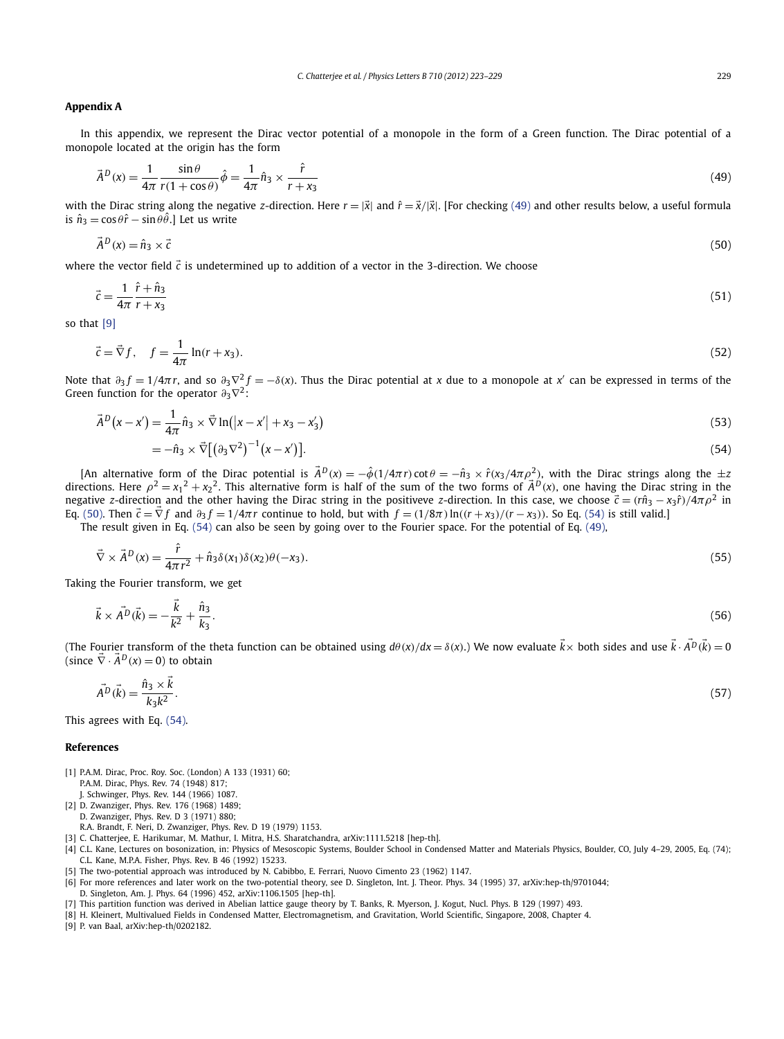## Appendix A

In this appendix, we represent the Dirac vector potential of a monopole in the form of a Green function. The Dirac potential of a monopole located at the origin has the form

$$\vec{A}^D(x) = \frac{1}{4\pi}\frac{\sin\theta}{r(1+\cos\theta)}\hat{\phi} = \frac{1}{4\pi}\hat{n}_3 \times \frac{\hat{r}}{r+x_3} \tag{49}$$

with the Dirac string along the negative $z$-direction. Here $r = |\vec{x}|$ and $\hat{r} = \vec{x}/|\vec{x}|$. [For checking (49) and other results below, a useful formula is $\hat{n}_3 = \cos\theta\hat{r} - \sin\theta\hat{\theta}$.] Let us write

$$\vec{A}^D(x) = \hat{n}_3 \times \vec{c} \tag{50}$$

where the vector field $\vec{c}$ is undetermined up to addition of a vector in the 3-direction. We choose

$$\vec{c} = \frac{1}{4\pi}\frac{\hat{r}+\hat{n}_3}{r+x_3} \tag{51}$$

so that [9]

$$\vec{c} = \vec{\nabla} f, \quad f = \frac{1}{4\pi}\ln(r+x_3). \tag{52}$$

Note that $\partial_3 f = 1/4\pi r$, and so $\partial_3 \nabla^2 f = -\delta(x)$. Thus the Dirac potential at $x$ due to a monopole at $x'$ can be expressed in terms of the Green function for the operator $\partial_3 \nabla^2$:

$$\vec{A}^D(x-x') = \frac{1}{4\pi}\hat{n}_3 \times \vec{\nabla}\ln(|x-x'| + x_3 - x_3') \tag{53}$$

$$= -\hat{n}_3 \times \vec{\nabla}\left[\left(\partial_3\nabla^2\right)^{-1}(x-x')\right]. \tag{54}$$

[An alternative form of the Dirac potential is $\vec{A}^D(x) = -\hat{\phi}(1/4\pi r)\cot\theta = -\hat{n}_3 \times \hat{r}(x_3/4\pi\rho^2)$, with the Dirac strings along the $\pm z$ directions. Here $\rho^2 = {x_1}^2 + {x_2}^2$. This alternative form is half of the sum of the two forms of $\vec{A}^D(x)$, one having the Dirac string in the negative $z$-direction and the other having the Dirac string in the positiveve $z$-direction. In this case, we choose $\vec{c} = (r\hat{n}_3 - x_3\hat{r})/4\pi\rho^2$ in Eq. (50). Then $\vec{c} = \vec{\nabla} f$ and $\partial_3 f = 1/4\pi r$ continue to hold, but with $f = (1/8\pi)\ln((r+x_3)/(r-x_3))$. So Eq. (54) is still valid.]

The result given in Eq. (54) can also be seen by going over to the Fourier space. For the potential of Eq. (49),

$$\vec{\nabla} \times \vec{A}^D(x) = \frac{\hat{r}}{4\pi r^2} + \hat{n}_3\delta(x_1)\delta(x_2)\theta(-x_3). \tag{55}$$

Taking the Fourier transform, we get

$$\vec{k} \times \vec{A^D}(\vec{k}) = -\frac{\vec{k}}{k^2} + \frac{\hat{n}_3}{k_3}. \tag{56}$$

(The Fourier transform of the theta function can be obtained using $d\theta(x)/dx = \delta(x)$.) We now evaluate $\vec{k}\times$ both sides and use $\vec{k}\cdot\vec{A^D}(\vec{k}) = 0$ (since $\vec{\nabla}\cdot\vec{A}^D(x) = 0$) to obtain

$$\vec{A^D}(\vec{k}) = \frac{\hat{n}_3 \times \vec{k}}{k_3 k^2}. \tag{57}$$

This agrees with Eq. (54).

## References

[1] P.A.M. Dirac, Proc. Roy. Soc. (London) A 133 (1931) 60;
P.A.M. Dirac, Phys. Rev. 74 (1948) 817;
J. Schwinger, Phys. Rev. 144 (1966) 1087.

[2] D. Zwanziger, Phys. Rev. 176 (1968) 1489;
D. Zwanziger, Phys. Rev. D 3 (1971) 880;
R.A. Brandt, F. Neri, D. Zwanziger, Phys. Rev. D 19 (1979) 1153.

[3] C. Chatterjee, E. Harikumar, M. Mathur, I. Mitra, H.S. Sharatchandra, arXiv:1111.5218 [hep-th].

[4] C.L. Kane, Lectures on bosonization, in: Physics of Mesoscopic Systems, Boulder School in Condensed Matter and Materials Physics, Boulder, CO, July 4–29, 2005, Eq. (74);
C.L. Kane, M.P.A. Fisher, Phys. Rev. B 46 (1992) 15233.

[5] The two-potential approach was introduced by N. Cabibbo, E. Ferrari, Nuovo Cimento 23 (1962) 1147.

[6] For more references and later work on the two-potential theory, see D. Singleton, Int. J. Theor. Phys. 34 (1995) 37, arXiv:hep-th/9701044;
D. Singleton, Am. J. Phys. 64 (1996) 452, arXiv:1106.1505 [hep-th].

[7] This partition function was derived in Abelian lattice gauge theory by T. Banks, R. Myerson, J. Kogut, Nucl. Phys. B 129 (1997) 493.

[8] H. Kleinert, Multivalued Fields in Condensed Matter, Electromagnetism, and Gravitation, World Scientific, Singapore, 2008, Chapter 4.

[9] P. van Baal, arXiv:hep-th/0202182.